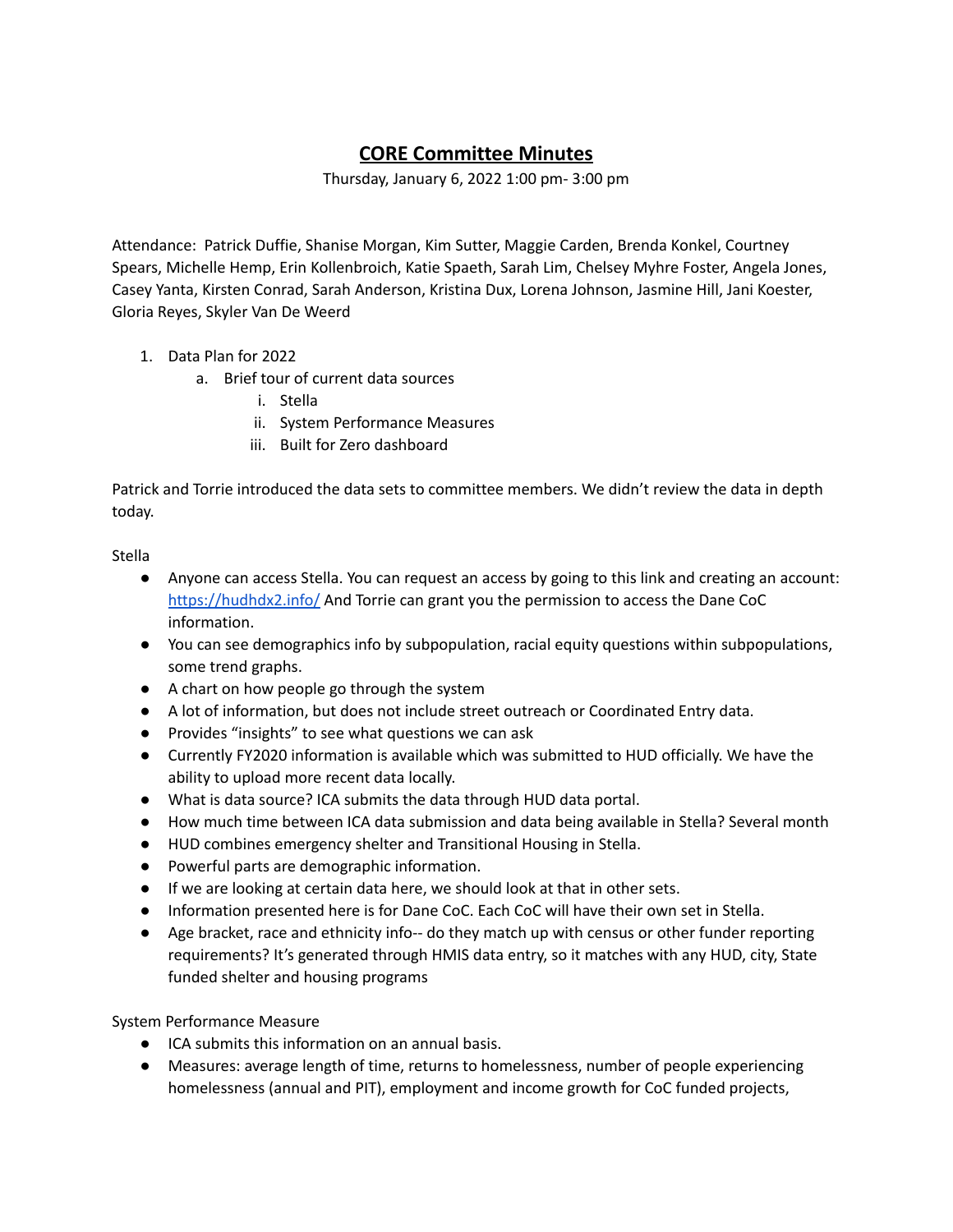# CORE Committee Minutes

Thursday, January 6, 2022 1:00 pm- 3:00 pm

Attendance: Patrick Duffie, Shanise Morgan, Kim Sutter, Maggie Carden, Brenda Konkel, Courtney Spears, Michelle Hemp, Erin Kollenbroich, Katie Spaeth, Sarah Lim, Chelsey Myhre Foster, Angela Jones, Casey Yanta, Kirsten Conrad, Sarah Anderson, Kristina Dux, Lorena Johnson, Jasmine Hill, Jani Koester, Gloria Reyes, Skyler Van De Weerd

1. Data Plan for 2022
   a. Brief tour of current data sources
      i. Stella
      ii. System Performance Measures
      iii. Built for Zero dashboard

Patrick and Torrie introduced the data sets to committee members. We didn't review the data in depth today.

Stella

- Anyone can access Stella. You can request an access by going to this link and creating an account: [https://hudhdx2.info/](https://hudhdx2.info/) And Torrie can grant you the permission to access the Dane CoC information.
- You can see demographics info by subpopulation, racial equity questions within subpopulations, some trend graphs.
- A chart on how people go through the system
- A lot of information, but does not include street outreach or Coordinated Entry data.
- Provides "insights" to see what questions we can ask
- Currently FY2020 information is available which was submitted to HUD officially. We have the ability to upload more recent data locally.
- What is data source? ICA submits the data through HUD data portal.
- How much time between ICA data submission and data being available in Stella? Several month
- HUD combines emergency shelter and Transitional Housing in Stella.
- Powerful parts are demographic information.
- If we are looking at certain data here, we should look at that in other sets.
- Information presented here is for Dane CoC. Each CoC will have their own set in Stella.
- Age bracket, race and ethnicity info-- do they match up with census or other funder reporting requirements? It's generated through HMIS data entry, so it matches with any HUD, city, State funded shelter and housing programs

System Performance Measure

- ICA submits this information on an annual basis.
- Measures: average length of time, returns to homelessness, number of people experiencing homelessness (annual and PIT), employment and income growth for CoC funded projects,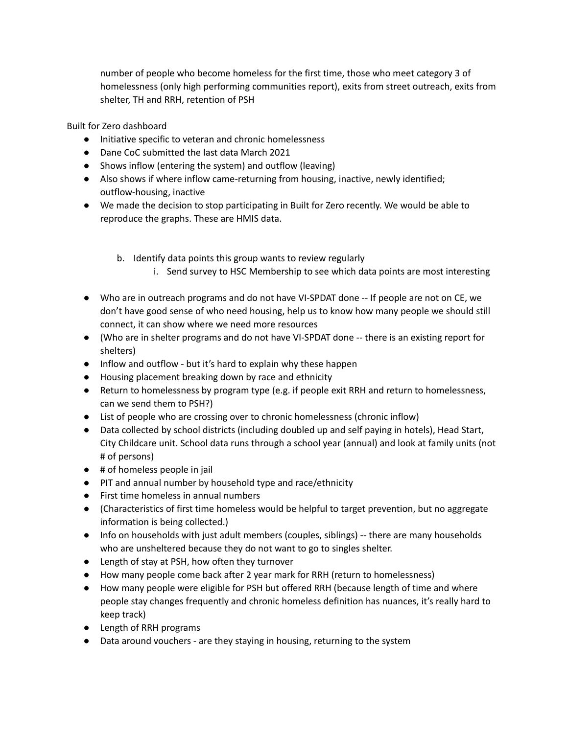number of people who become homeless for the first time, those who meet category 3 of homelessness (only high performing communities report), exits from street outreach, exits from shelter, TH and RRH, retention of PSH

Built for Zero dashboard

- Initiative specific to veteran and chronic homelessness
- Dane CoC submitted the last data March 2021
- Shows inflow (entering the system) and outflow (leaving)
- Also shows if where inflow came-returning from housing, inactive, newly identified; outflow-housing, inactive
- We made the decision to stop participating in Built for Zero recently. We would be able to reproduce the graphs. These are HMIS data.

b. Identify data points this group wants to review regularly
   i. Send survey to HSC Membership to see which data points are most interesting

- Who are in outreach programs and do not have VI-SPDAT done -- If people are not on CE, we don't have good sense of who need housing, help us to know how many people we should still connect, it can show where we need more resources
- (Who are in shelter programs and do not have VI-SPDAT done -- there is an existing report for shelters)
- Inflow and outflow - but it's hard to explain why these happen
- Housing placement breaking down by race and ethnicity
- Return to homelessness by program type (e.g. if people exit RRH and return to homelessness, can we send them to PSH?)
- List of people who are crossing over to chronic homelessness (chronic inflow)
- Data collected by school districts (including doubled up and self paying in hotels), Head Start, City Childcare unit. School data runs through a school year (annual) and look at family units (not # of persons)
- # of homeless people in jail
- PIT and annual number by household type and race/ethnicity
- First time homeless in annual numbers
- (Characteristics of first time homeless would be helpful to target prevention, but no aggregate information is being collected.)
- Info on households with just adult members (couples, siblings) -- there are many households who are unsheltered because they do not want to go to singles shelter.
- Length of stay at PSH, how often they turnover
- How many people come back after 2 year mark for RRH (return to homelessness)
- How many people were eligible for PSH but offered RRH (because length of time and where people stay changes frequently and chronic homeless definition has nuances, it's really hard to keep track)
- Length of RRH programs
- Data around vouchers - are they staying in housing, returning to the system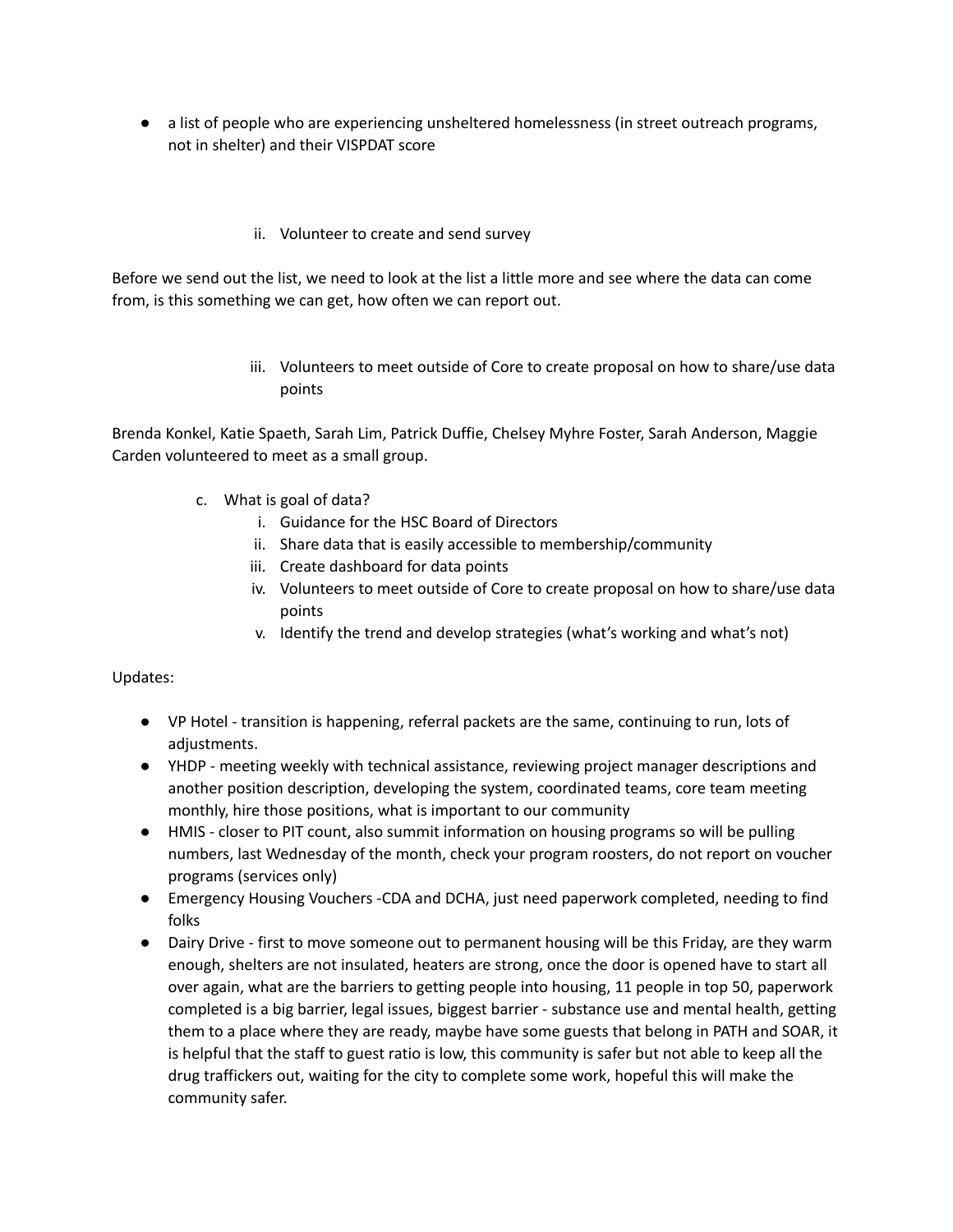- a list of people who are experiencing unsheltered homelessness (in street outreach programs, not in shelter) and their VISPDAT score

    ii. Volunteer to create and send survey

Before we send out the list, we need to look at the list a little more and see where the data can come from, is this something we can get, how often we can report out.

    iii. Volunteers to meet outside of Core to create proposal on how to share/use data points

Brenda Konkel, Katie Spaeth, Sarah Lim, Patrick Duffie, Chelsey Myhre Foster, Sarah Anderson, Maggie Carden volunteered to meet as a small group.

c. What is goal of data?
    i. Guidance for the HSC Board of Directors
    ii. Share data that is easily accessible to membership/community
    iii. Create dashboard for data points
    iv. Volunteers to meet outside of Core to create proposal on how to share/use data points
    v. Identify the trend and develop strategies (what's working and what's not)

Updates:

- VP Hotel - transition is happening, referral packets are the same, continuing to run, lots of adjustments.
- YHDP - meeting weekly with technical assistance, reviewing project manager descriptions and another position description, developing the system, coordinated teams, core team meeting monthly, hire those positions, what is important to our community
- HMIS - closer to PIT count, also summit information on housing programs so will be pulling numbers, last Wednesday of the month, check your program roosters, do not report on voucher programs (services only)
- Emergency Housing Vouchers -CDA and DCHA, just need paperwork completed, needing to find folks
- Dairy Drive - first to move someone out to permanent housing will be this Friday, are they warm enough, shelters are not insulated, heaters are strong, once the door is opened have to start all over again, what are the barriers to getting people into housing, 11 people in top 50, paperwork completed is a big barrier, legal issues, biggest barrier - substance use and mental health, getting them to a place where they are ready, maybe have some guests that belong in PATH and SOAR, it is helpful that the staff to guest ratio is low, this community is safer but not able to keep all the drug traffickers out, waiting for the city to complete some work, hopeful this will make the community safer.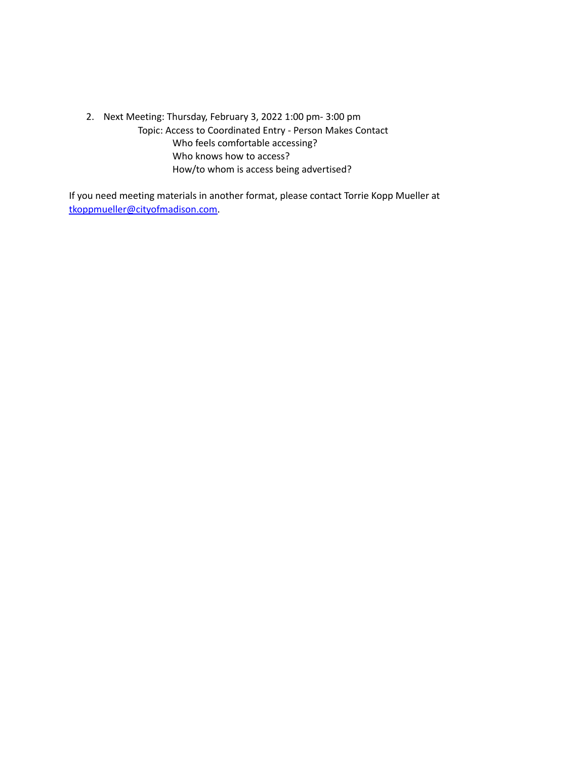2. Next Meeting: Thursday, February 3, 2022 1:00 pm- 3:00 pm
   - Topic: Access to Coordinated Entry - Person Makes Contact
     - Who feels comfortable accessing?
     - Who knows how to access?
     - How/to whom is access being advertised?

If you need meeting materials in another format, please contact Torrie Kopp Mueller at [tkoppmueller@cityofmadison.com](mailto:tkoppmueller@cityofmadison.com).